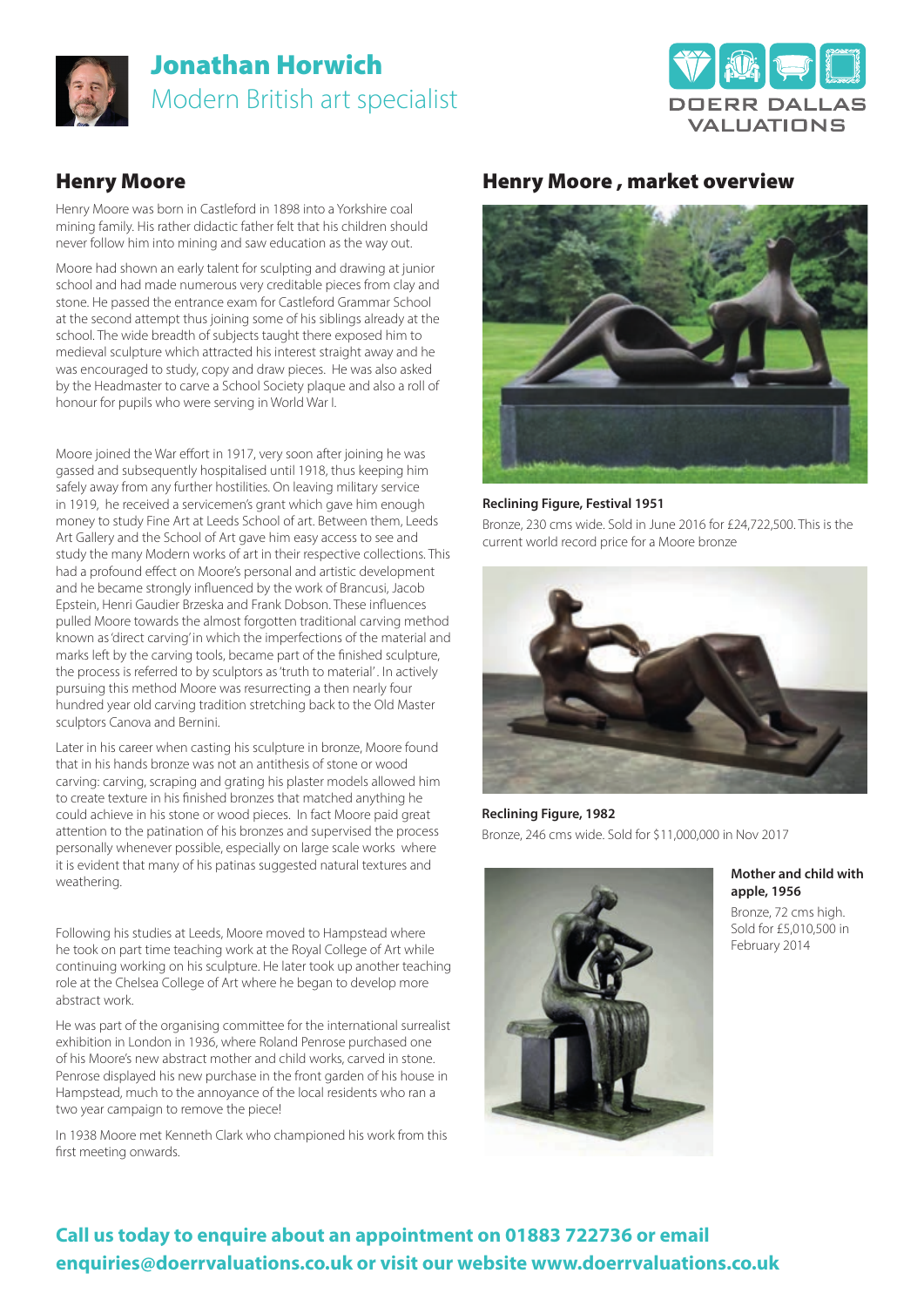# Jonathan Horwich

Modern British art specialist

DOERR DALLAS VALUATIONS

## Henry Moore

Henry Moore was born in Castleford in 1898 into a Yorkshire coal mining family. His rather didactic father felt that his children should never follow him into mining and saw education as the way out.

Moore had shown an early talent for sculpting and drawing at junior school and had made numerous very creditable pieces from clay and stone. He passed the entrance exam for Castleford Grammar School at the second attempt thus joining some of his siblings already at the school. The wide breadth of subjects taught there exposed him to medieval sculpture which attracted his interest straight away and he was encouraged to study, copy and draw pieces. He was also asked by the Headmaster to carve a School Society plaque and also a roll of honour for pupils who were serving in World War I.

Moore joined the War effort in 1917, very soon after joining he was gassed and subsequently hospitalised until 1918, thus keeping him safely away from any further hostilities. On leaving military service in 1919, he received a servicemen's grant which gave him enough money to study Fine Art at Leeds School of art. Between them, Leeds Art Gallery and the School of Art gave him easy access to see and study the many Modern works of art in their respective collections. This had a profound effect on Moore's personal and artistic development and he became strongly influenced by the work of Brancusi, Jacob Epstein, Henri Gaudier Brzeska and Frank Dobson. These influences pulled Moore towards the almost forgotten traditional carving method known as 'direct carving' in which the imperfections of the material and marks left by the carving tools, became part of the finished sculpture, the process is referred to by sculptors as 'truth to material'. In actively pursuing this method Moore was resurrecting a then nearly four hundred year old carving tradition stretching back to the Old Master sculptors Canova and Bernini.

Later in his career when casting his sculpture in bronze, Moore found that in his hands bronze was not an antithesis of stone or wood carving: carving, scraping and grating his plaster models allowed him to create texture in his finished bronzes that matched anything he could achieve in his stone or wood pieces. In fact Moore paid great attention to the patination of his bronzes and supervised the process personally whenever possible, especially on large scale works where it is evident that many of his patinas suggested natural textures and weathering.

Following his studies at Leeds, Moore moved to Hampstead where he took on part time teaching work at the Royal College of Art while continuing working on his sculpture. He later took up another teaching role at the Chelsea College of Art where he began to develop more abstract work.

He was part of the organising committee for the international surrealist exhibition in London in 1936, where Roland Penrose purchased one of his Moore's new abstract mother and child works, carved in stone. Penrose displayed his new purchase in the front garden of his house in Hampstead, much to the annoyance of the local residents who ran a two year campaign to remove the piece!

In 1938 Moore met Kenneth Clark who championed his work from this first meeting onwards.

## Henry Moore , market overview

**Reclining Figure, Festival 1951**

Bronze, 230 cms wide. Sold in June 2016 for £24,722,500. This is the current world record price for a Moore bronze

**Reclining Figure, 1982**

Bronze, 246 cms wide. Sold for $11,000,000 in Nov 2017

**Mother and child with apple, 1956**

Bronze, 72 cms high. Sold for £5,010,500 in February 2014

**Call us today to enquire about an appointment on 01883 722736 or email enquiries@doerrvaluations.co.uk or visit our website www.doerrvaluations.co.uk**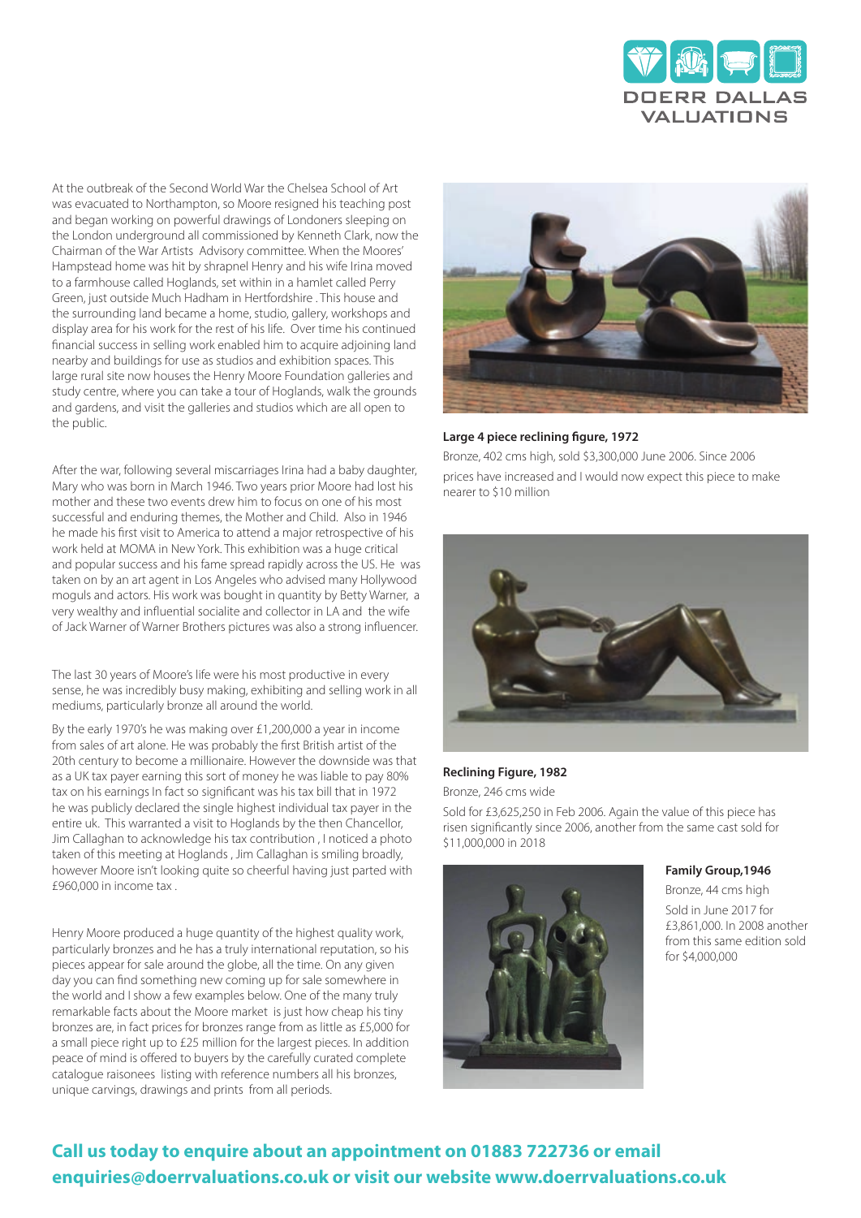At the outbreak of the Second World War the Chelsea School of Art was evacuated to Northampton, so Moore resigned his teaching post and began working on powerful drawings of Londoners sleeping on the London underground all commissioned by Kenneth Clark, now the Chairman of the War Artists Advisory committee. When the Moores' Hampstead home was hit by shrapnel Henry and his wife Irina moved to a farmhouse called Hoglands, set within in a hamlet called Perry Green, just outside Much Hadham in Hertfordshire . This house and the surrounding land became a home, studio, gallery, workshops and display area for his work for the rest of his life. Over time his continued financial success in selling work enabled him to acquire adjoining land nearby and buildings for use as studios and exhibition spaces. This large rural site now houses the Henry Moore Foundation galleries and study centre, where you can take a tour of Hoglands, walk the grounds and gardens, and visit the galleries and studios which are all open to the public.

After the war, following several miscarriages Irina had a baby daughter, Mary who was born in March 1946. Two years prior Moore had lost his mother and these two events drew him to focus on one of his most successful and enduring themes, the Mother and Child. Also in 1946 he made his first visit to America to attend a major retrospective of his work held at MOMA in New York. This exhibition was a huge critical and popular success and his fame spread rapidly across the US. He was taken on by an art agent in Los Angeles who advised many Hollywood moguls and actors. His work was bought in quantity by Betty Warner, a very wealthy and influential socialite and collector in LA and the wife of Jack Warner of Warner Brothers pictures was also a strong influencer.

The last 30 years of Moore's life were his most productive in every sense, he was incredibly busy making, exhibiting and selling work in all mediums, particularly bronze all around the world.

By the early 1970's he was making over £1,200,000 a year in income from sales of art alone. He was probably the first British artist of the 20th century to become a millionaire. However the downside was that as a UK tax payer earning this sort of money he was liable to pay 80% tax on his earnings In fact so significant was his tax bill that in 1972 he was publicly declared the single highest individual tax payer in the entire uk. This warranted a visit to Hoglands by the then Chancellor, Jim Callaghan to acknowledge his tax contribution , I noticed a photo taken of this meeting at Hoglands , Jim Callaghan is smiling broadly, however Moore isn't looking quite so cheerful having just parted with £960,000 in income tax .

Henry Moore produced a huge quantity of the highest quality work, particularly bronzes and he has a truly international reputation, so his pieces appear for sale around the globe, all the time. On any given day you can find something new coming up for sale somewhere in the world and I show a few examples below. One of the many truly remarkable facts about the Moore market is just how cheap his tiny bronzes are, in fact prices for bronzes range from as little as £5,000 for a small piece right up to £25 million for the largest pieces. In addition peace of mind is offered to buyers by the carefully curated complete catalogue raisonees listing with reference numbers all his bronzes, unique carvings, drawings and prints from all periods.

**Large 4 piece reclining figure, 1972**

Bronze, 402 cms high, sold $3,300,000 June 2006. Since 2006 prices have increased and I would now expect this piece to make nearer to $10 million

**Reclining Figure, 1982**

Bronze, 246 cms wide

Sold for £3,625,250 in Feb 2006. Again the value of this piece has risen significantly since 2006, another from the same cast sold for $11,000,000 in 2018

**Family Group,1946**

Bronze, 44 cms high

Sold in June 2017 for £3,861,000. In 2008 another from this same edition sold for $4,000,000

**Call us today to enquire about an appointment on 01883 722736 or email enquiries@doerrvaluations.co.uk or visit our website www.doerrvaluations.co.uk**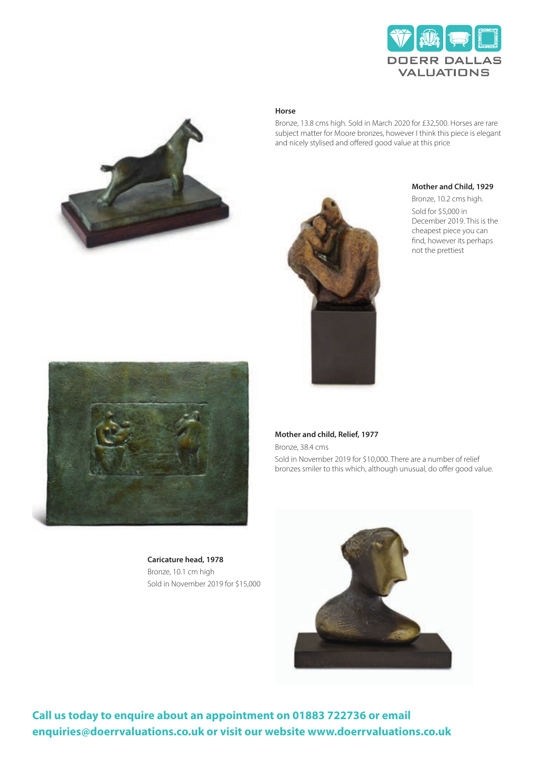DOERR DALLAS VALUATIONS

**Horse**

Bronze, 13.8 cms high. Sold in March 2020 for £32,500. Horses are rare subject matter for Moore bronzes, however I think this piece is elegant and nicely stylised and offered good value at this price

**Mother and Child, 1929**

Bronze, 10.2 cms high.

Sold for $5,000 in December 2019. This is the cheapest piece you can find, however its perhaps not the prettiest

**Mother and child, Relief, 1977**

Bronze, 38.4 cms

Sold in November 2019 for $10,000. There are a number of relief bronzes smiler to this which, although unusual, do offer good value.

**Caricature head, 1978**

Bronze, 10.1 cm high

Sold in November 2019 for $15,000

**Call us today to enquire about an appointment on 01883 722736 or email enquiries@doerrvaluations.co.uk or visit our website www.doerrvaluations.co.uk**